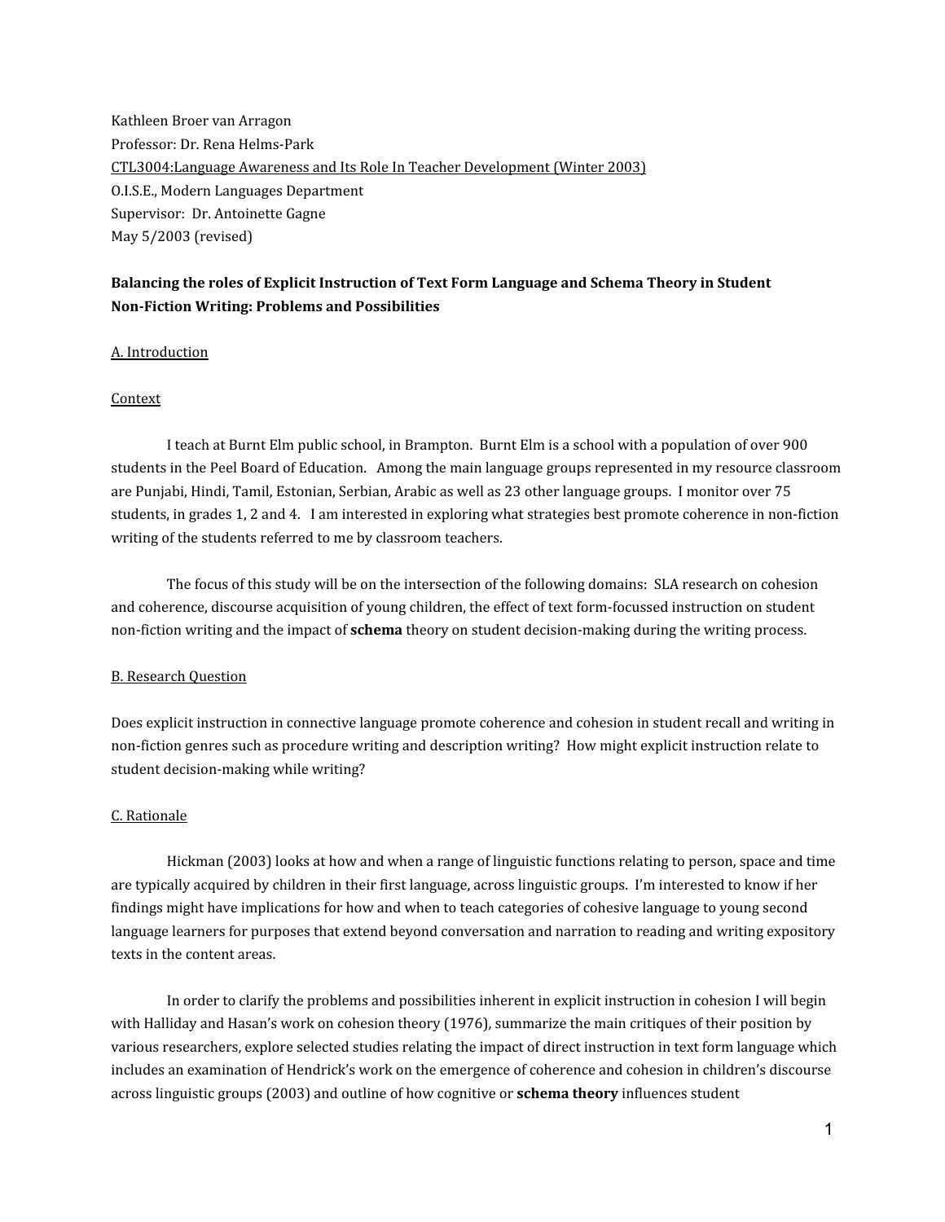Kathleen Broer van Arragon
Professor: Dr. Rena Helms-Park
CTL3004:Language Awareness and Its Role In Teacher Development (Winter 2003)
O.I.S.E., Modern Languages Department
Supervisor: Dr. Antoinette Gagne
May 5/2003 (revised)

**Balancing the roles of Explicit Instruction of Text Form Language and Schema Theory in Student Non-Fiction Writing: Problems and Possibilities**

## A. Introduction

### Context

I teach at Burnt Elm public school, in Brampton. Burnt Elm is a school with a population of over 900 students in the Peel Board of Education. Among the main language groups represented in my resource classroom are Punjabi, Hindi, Tamil, Estonian, Serbian, Arabic as well as 23 other language groups. I monitor over 75 students, in grades 1, 2 and 4. I am interested in exploring what strategies best promote coherence in non-fiction writing of the students referred to me by classroom teachers.

The focus of this study will be on the intersection of the following domains: SLA research on cohesion and coherence, discourse acquisition of young children, the effect of text form-focussed instruction on student non-fiction writing and the impact of **schema** theory on student decision-making during the writing process.

## B. Research Question

Does explicit instruction in connective language promote coherence and cohesion in student recall and writing in non-fiction genres such as procedure writing and description writing? How might explicit instruction relate to student decision-making while writing?

## C. Rationale

Hickman (2003) looks at how and when a range of linguistic functions relating to person, space and time are typically acquired by children in their first language, across linguistic groups. I'm interested to know if her findings might have implications for how and when to teach categories of cohesive language to young second language learners for purposes that extend beyond conversation and narration to reading and writing expository texts in the content areas.

In order to clarify the problems and possibilities inherent in explicit instruction in cohesion I will begin with Halliday and Hasan's work on cohesion theory (1976), summarize the main critiques of their position by various researchers, explore selected studies relating the impact of direct instruction in text form language which includes an examination of Hendrick's work on the emergence of coherence and cohesion in children's discourse across linguistic groups (2003) and outline of how cognitive or **schema theory** influences student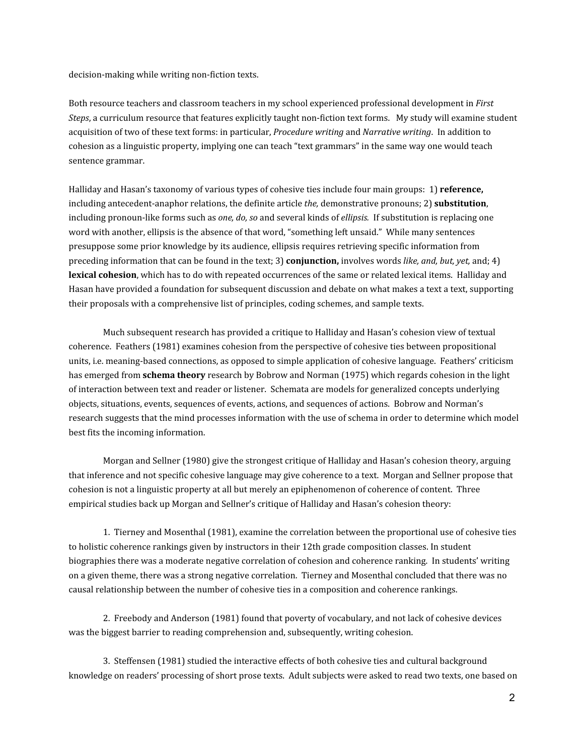decision-making while writing non-fiction texts.

Both resource teachers and classroom teachers in my school experienced professional development in *First Steps*, a curriculum resource that features explicitly taught non-fiction text forms. My study will examine student acquisition of two of these text forms: in particular, *Procedure writing* and *Narrative writing*. In addition to cohesion as a linguistic property, implying one can teach "text grammars" in the same way one would teach sentence grammar.

Halliday and Hasan's taxonomy of various types of cohesive ties include four main groups: 1) **reference,** including antecedent-anaphor relations, the definite article *the,* demonstrative pronouns; 2) **substitution**, including pronoun-like forms such as *one, do, so* and several kinds of *ellipsis.* If substitution is replacing one word with another, ellipsis is the absence of that word, "something left unsaid." While many sentences presuppose some prior knowledge by its audience, ellipsis requires retrieving specific information from preceding information that can be found in the text; 3) **conjunction,** involves words *like, and, but, yet,* and; 4) **lexical cohesion**, which has to do with repeated occurrences of the same or related lexical items. Halliday and Hasan have provided a foundation for subsequent discussion and debate on what makes a text a text, supporting their proposals with a comprehensive list of principles, coding schemes, and sample texts.

Much subsequent research has provided a critique to Halliday and Hasan's cohesion view of textual coherence. Feathers (1981) examines cohesion from the perspective of cohesive ties between propositional units, i.e. meaning-based connections, as opposed to simple application of cohesive language. Feathers' criticism has emerged from **schema theory** research by Bobrow and Norman (1975) which regards cohesion in the light of interaction between text and reader or listener. Schemata are models for generalized concepts underlying objects, situations, events, sequences of events, actions, and sequences of actions. Bobrow and Norman's research suggests that the mind processes information with the use of schema in order to determine which model best fits the incoming information.

Morgan and Sellner (1980) give the strongest critique of Halliday and Hasan's cohesion theory, arguing that inference and not specific cohesive language may give coherence to a text. Morgan and Sellner propose that cohesion is not a linguistic property at all but merely an epiphenomenon of coherence of content. Three empirical studies back up Morgan and Sellner's critique of Halliday and Hasan's cohesion theory:

1. Tierney and Mosenthal (1981), examine the correlation between the proportional use of cohesive ties to holistic coherence rankings given by instructors in their 12th grade composition classes. In student biographies there was a moderate negative correlation of cohesion and coherence ranking. In students' writing on a given theme, there was a strong negative correlation. Tierney and Mosenthal concluded that there was no causal relationship between the number of cohesive ties in a composition and coherence rankings.

2. Freebody and Anderson (1981) found that poverty of vocabulary, and not lack of cohesive devices was the biggest barrier to reading comprehension and, subsequently, writing cohesion.

3. Steffensen (1981) studied the interactive effects of both cohesive ties and cultural background knowledge on readers' processing of short prose texts. Adult subjects were asked to read two texts, one based on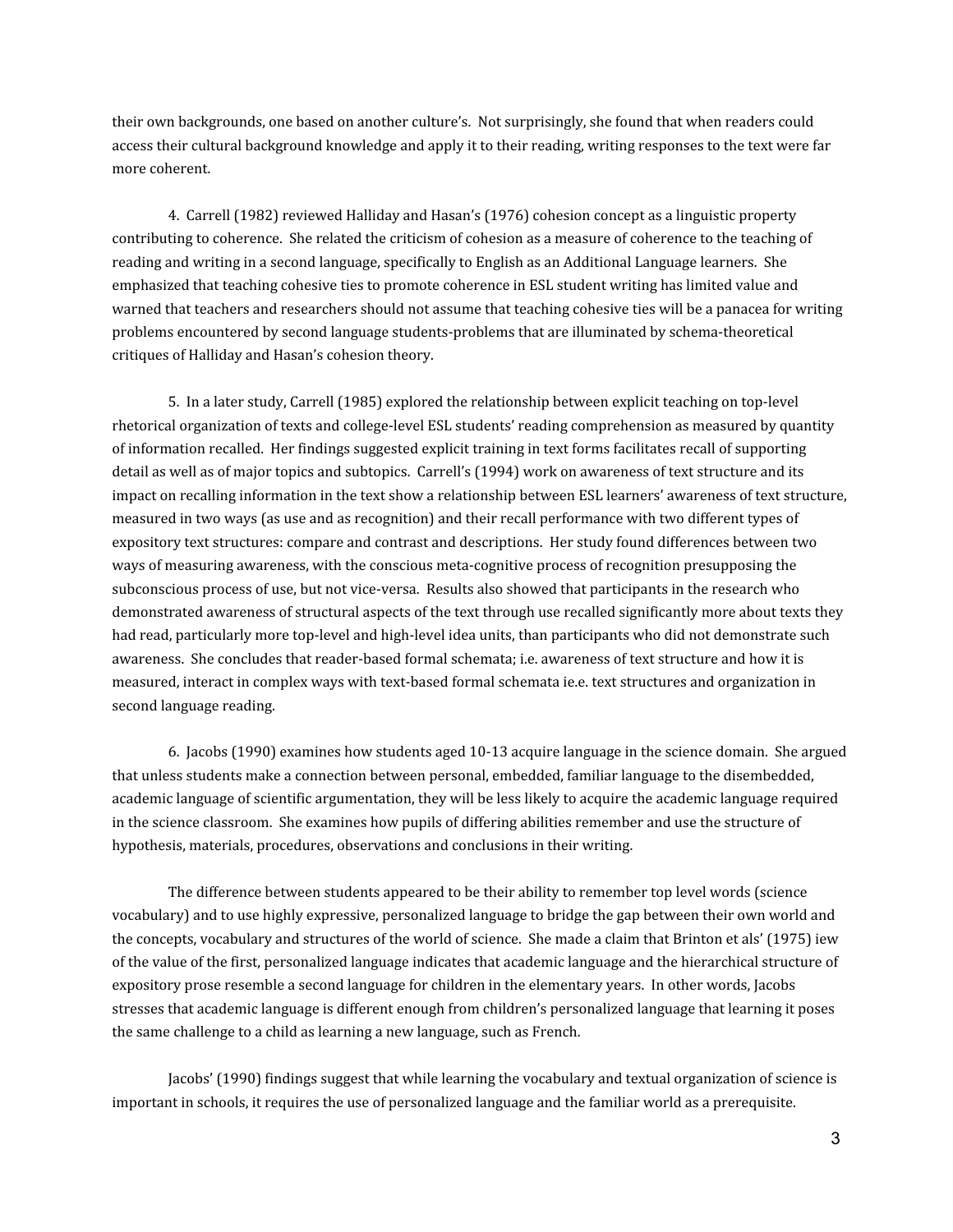their own backgrounds, one based on another culture's. Not surprisingly, she found that when readers could access their cultural background knowledge and apply it to their reading, writing responses to the text were far more coherent.

4. Carrell (1982) reviewed Halliday and Hasan's (1976) cohesion concept as a linguistic property contributing to coherence. She related the criticism of cohesion as a measure of coherence to the teaching of reading and writing in a second language, specifically to English as an Additional Language learners. She emphasized that teaching cohesive ties to promote coherence in ESL student writing has limited value and warned that teachers and researchers should not assume that teaching cohesive ties will be a panacea for writing problems encountered by second language students-problems that are illuminated by schema-theoretical critiques of Halliday and Hasan's cohesion theory.

5. In a later study, Carrell (1985) explored the relationship between explicit teaching on top-level rhetorical organization of texts and college-level ESL students' reading comprehension as measured by quantity of information recalled. Her findings suggested explicit training in text forms facilitates recall of supporting detail as well as of major topics and subtopics. Carrell's (1994) work on awareness of text structure and its impact on recalling information in the text show a relationship between ESL learners' awareness of text structure, measured in two ways (as use and as recognition) and their recall performance with two different types of expository text structures: compare and contrast and descriptions. Her study found differences between two ways of measuring awareness, with the conscious meta-cognitive process of recognition presupposing the subconscious process of use, but not vice-versa. Results also showed that participants in the research who demonstrated awareness of structural aspects of the text through use recalled significantly more about texts they had read, particularly more top-level and high-level idea units, than participants who did not demonstrate such awareness. She concludes that reader-based formal schemata; i.e. awareness of text structure and how it is measured, interact in complex ways with text-based formal schemata ie.e. text structures and organization in second language reading.

6. Jacobs (1990) examines how students aged 10-13 acquire language in the science domain. She argued that unless students make a connection between personal, embedded, familiar language to the disembedded, academic language of scientific argumentation, they will be less likely to acquire the academic language required in the science classroom. She examines how pupils of differing abilities remember and use the structure of hypothesis, materials, procedures, observations and conclusions in their writing.

The difference between students appeared to be their ability to remember top level words (science vocabulary) and to use highly expressive, personalized language to bridge the gap between their own world and the concepts, vocabulary and structures of the world of science. She made a claim that Brinton et als' (1975) iew of the value of the first, personalized language indicates that academic language and the hierarchical structure of expository prose resemble a second language for children in the elementary years. In other words, Jacobs stresses that academic language is different enough from children's personalized language that learning it poses the same challenge to a child as learning a new language, such as French.

Jacobs' (1990) findings suggest that while learning the vocabulary and textual organization of science is important in schools, it requires the use of personalized language and the familiar world as a prerequisite.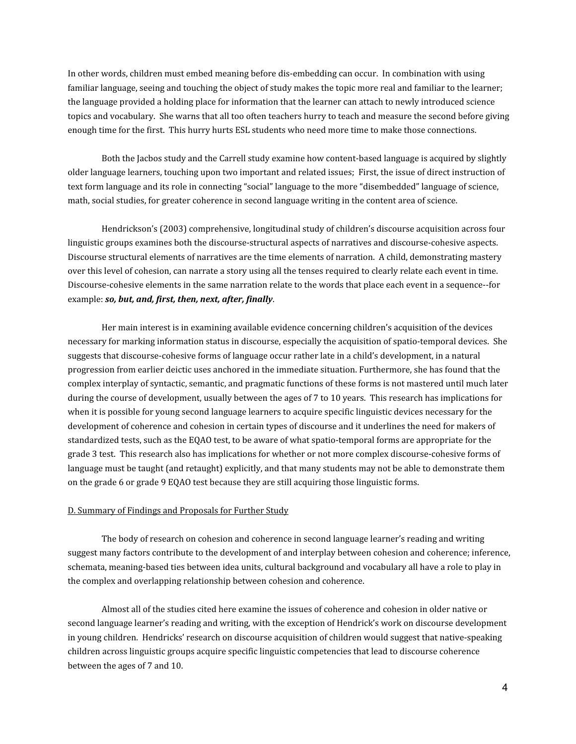In other words, children must embed meaning before dis-embedding can occur. In combination with using familiar language, seeing and touching the object of study makes the topic more real and familiar to the learner; the language provided a holding place for information that the learner can attach to newly introduced science topics and vocabulary. She warns that all too often teachers hurry to teach and measure the second before giving enough time for the first. This hurry hurts ESL students who need more time to make those connections.

Both the Jacbos study and the Carrell study examine how content-based language is acquired by slightly older language learners, touching upon two important and related issues; First, the issue of direct instruction of text form language and its role in connecting "social" language to the more "disembedded" language of science, math, social studies, for greater coherence in second language writing in the content area of science.

Hendrickson's (2003) comprehensive, longitudinal study of children's discourse acquisition across four linguistic groups examines both the discourse-structural aspects of narratives and discourse-cohesive aspects. Discourse structural elements of narratives are the time elements of narration. A child, demonstrating mastery over this level of cohesion, can narrate a story using all the tenses required to clearly relate each event in time. Discourse-cohesive elements in the same narration relate to the words that place each event in a sequence--for example: ***so, but, and, first, then, next, after, finally***.

Her main interest is in examining available evidence concerning children's acquisition of the devices necessary for marking information status in discourse, especially the acquisition of spatio-temporal devices. She suggests that discourse-cohesive forms of language occur rather late in a child's development, in a natural progression from earlier deictic uses anchored in the immediate situation. Furthermore, she has found that the complex interplay of syntactic, semantic, and pragmatic functions of these forms is not mastered until much later during the course of development, usually between the ages of 7 to 10 years. This research has implications for when it is possible for young second language learners to acquire specific linguistic devices necessary for the development of coherence and cohesion in certain types of discourse and it underlines the need for makers of standardized tests, such as the EQAO test, to be aware of what spatio-temporal forms are appropriate for the grade 3 test. This research also has implications for whether or not more complex discourse-cohesive forms of language must be taught (and retaught) explicitly, and that many students may not be able to demonstrate them on the grade 6 or grade 9 EQAO test because they are still acquiring those linguistic forms.

## D. Summary of Findings and Proposals for Further Study

The body of research on cohesion and coherence in second language learner's reading and writing suggest many factors contribute to the development of and interplay between cohesion and coherence; inference, schemata, meaning-based ties between idea units, cultural background and vocabulary all have a role to play in the complex and overlapping relationship between cohesion and coherence.

Almost all of the studies cited here examine the issues of coherence and cohesion in older native or second language learner's reading and writing, with the exception of Hendrick's work on discourse development in young children. Hendricks' research on discourse acquisition of children would suggest that native-speaking children across linguistic groups acquire specific linguistic competencies that lead to discourse coherence between the ages of 7 and 10.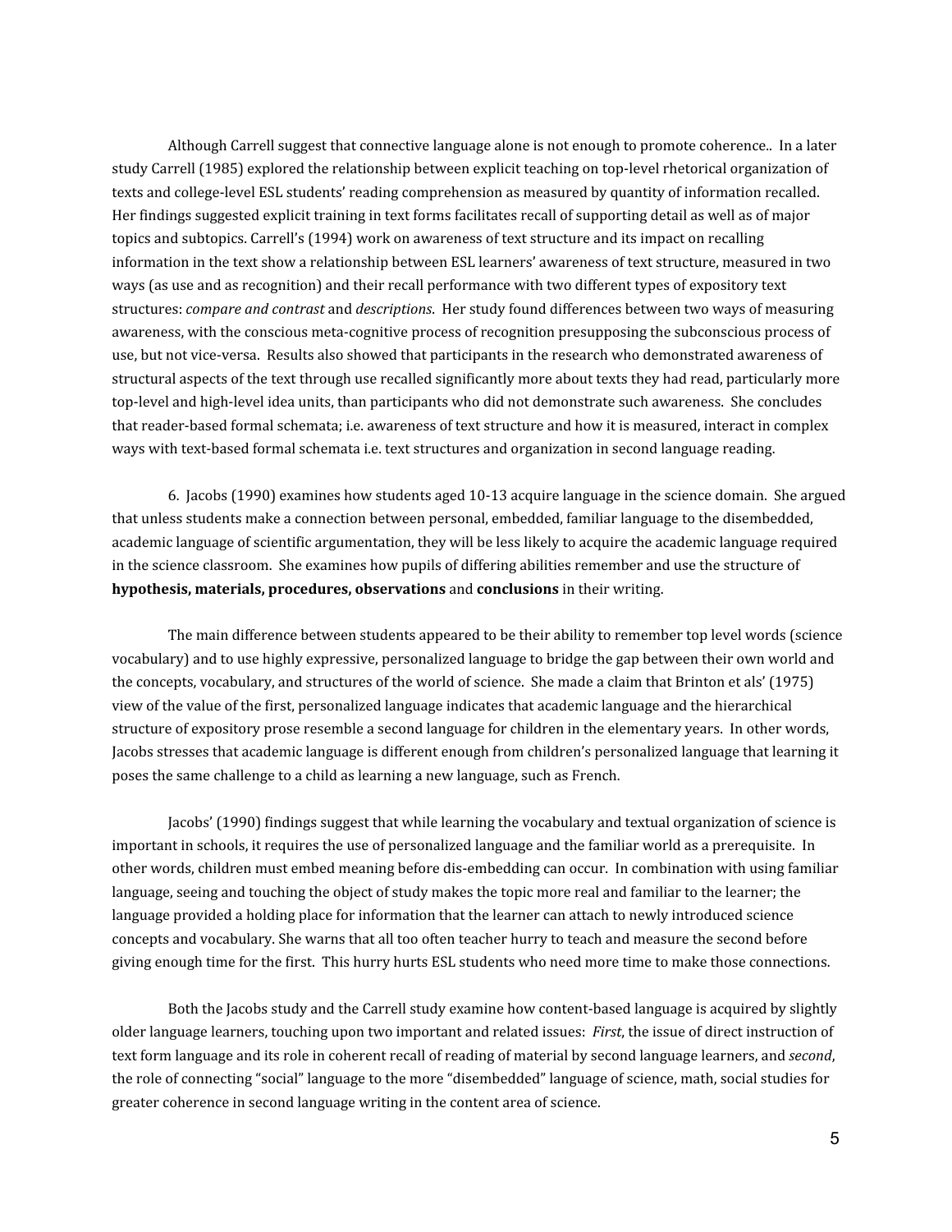Although Carrell suggest that connective language alone is not enough to promote coherence.. In a later study Carrell (1985) explored the relationship between explicit teaching on top-level rhetorical organization of texts and college-level ESL students' reading comprehension as measured by quantity of information recalled. Her findings suggested explicit training in text forms facilitates recall of supporting detail as well as of major topics and subtopics. Carrell's (1994) work on awareness of text structure and its impact on recalling information in the text show a relationship between ESL learners' awareness of text structure, measured in two ways (as use and as recognition) and their recall performance with two different types of expository text structures: *compare and contrast* and *descriptions*. Her study found differences between two ways of measuring awareness, with the conscious meta-cognitive process of recognition presupposing the subconscious process of use, but not vice-versa. Results also showed that participants in the research who demonstrated awareness of structural aspects of the text through use recalled significantly more about texts they had read, particularly more top-level and high-level idea units, than participants who did not demonstrate such awareness. She concludes that reader-based formal schemata; i.e. awareness of text structure and how it is measured, interact in complex ways with text-based formal schemata i.e. text structures and organization in second language reading.

6. Jacobs (1990) examines how students aged 10-13 acquire language in the science domain. She argued that unless students make a connection between personal, embedded, familiar language to the disembedded, academic language of scientific argumentation, they will be less likely to acquire the academic language required in the science classroom. She examines how pupils of differing abilities remember and use the structure of **hypothesis, materials, procedures, observations** and **conclusions** in their writing.

The main difference between students appeared to be their ability to remember top level words (science vocabulary) and to use highly expressive, personalized language to bridge the gap between their own world and the concepts, vocabulary, and structures of the world of science. She made a claim that Brinton et als' (1975) view of the value of the first, personalized language indicates that academic language and the hierarchical structure of expository prose resemble a second language for children in the elementary years. In other words, Jacobs stresses that academic language is different enough from children's personalized language that learning it poses the same challenge to a child as learning a new language, such as French.

Jacobs' (1990) findings suggest that while learning the vocabulary and textual organization of science is important in schools, it requires the use of personalized language and the familiar world as a prerequisite. In other words, children must embed meaning before dis-embedding can occur. In combination with using familiar language, seeing and touching the object of study makes the topic more real and familiar to the learner; the language provided a holding place for information that the learner can attach to newly introduced science concepts and vocabulary. She warns that all too often teacher hurry to teach and measure the second before giving enough time for the first. This hurry hurts ESL students who need more time to make those connections.

Both the Jacobs study and the Carrell study examine how content-based language is acquired by slightly older language learners, touching upon two important and related issues: *First*, the issue of direct instruction of text form language and its role in coherent recall of reading of material by second language learners, and *second*, the role of connecting "social" language to the more "disembedded" language of science, math, social studies for greater coherence in second language writing in the content area of science.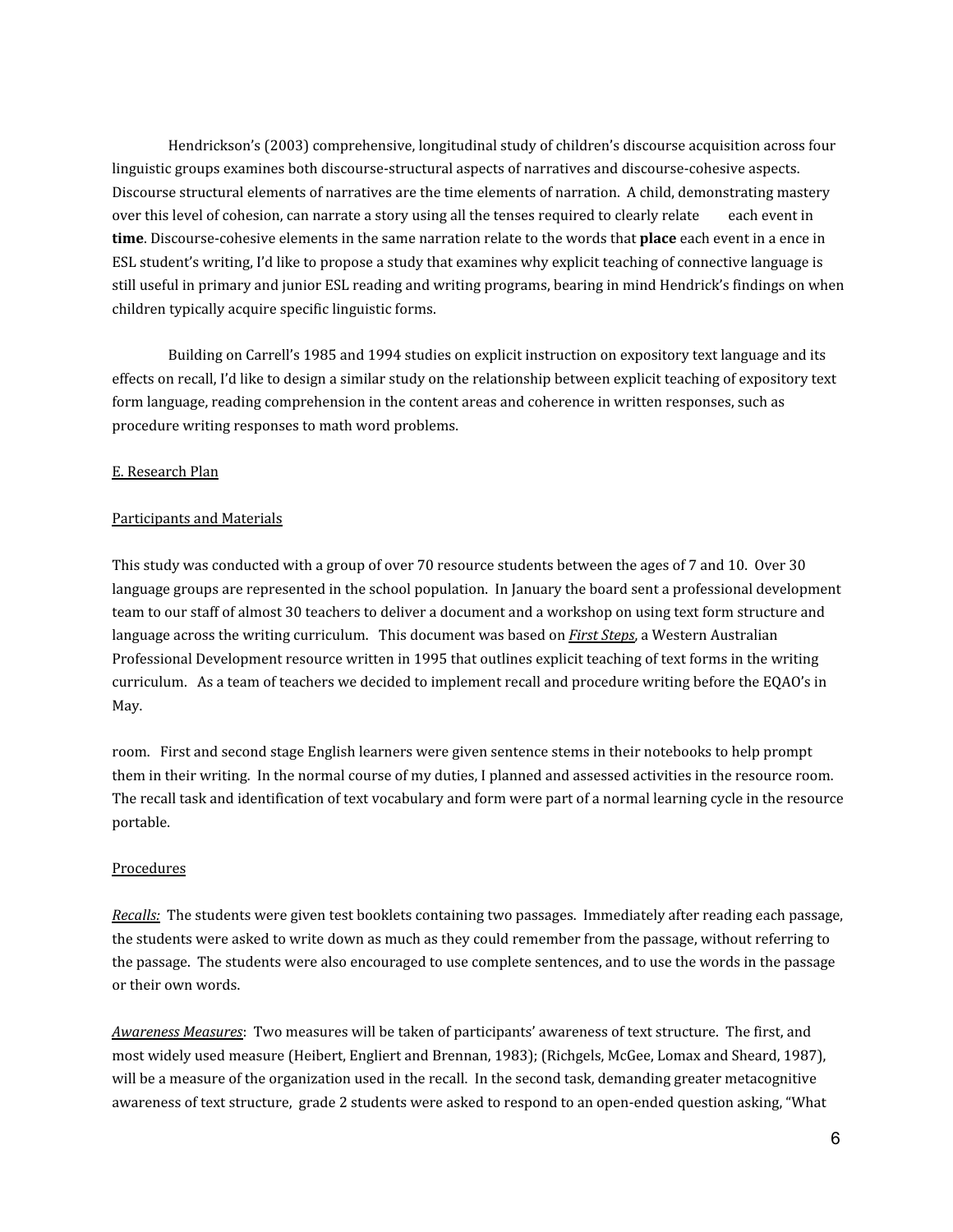Hendrickson's (2003) comprehensive, longitudinal study of children's discourse acquisition across four linguistic groups examines both discourse-structural aspects of narratives and discourse-cohesive aspects. Discourse structural elements of narratives are the time elements of narration. A child, demonstrating mastery over this level of cohesion, can narrate a story using all the tenses required to clearly relate each event in **time**. Discourse-cohesive elements in the same narration relate to the words that **place** each event in a ence in ESL student's writing, I'd like to propose a study that examines why explicit teaching of connective language is still useful in primary and junior ESL reading and writing programs, bearing in mind Hendrick's findings on when children typically acquire specific linguistic forms.

Building on Carrell's 1985 and 1994 studies on explicit instruction on expository text language and its effects on recall, I'd like to design a similar study on the relationship between explicit teaching of expository text form language, reading comprehension in the content areas and coherence in written responses, such as procedure writing responses to math word problems.

## E. Research Plan

### Participants and Materials

This study was conducted with a group of over 70 resource students between the ages of 7 and 10. Over 30 language groups are represented in the school population. In January the board sent a professional development team to our staff of almost 30 teachers to deliver a document and a workshop on using text form structure and language across the writing curriculum. This document was based on ***First Steps***, a Western Australian Professional Development resource written in 1995 that outlines explicit teaching of text forms in the writing curriculum. As a team of teachers we decided to implement recall and procedure writing before the EQAO's in May.

room. First and second stage English learners were given sentence stems in their notebooks to help prompt them in their writing. In the normal course of my duties, I planned and assessed activities in the resource room. The recall task and identification of text vocabulary and form were part of a normal learning cycle in the resource portable.

### Procedures

*Recalls:* The students were given test booklets containing two passages. Immediately after reading each passage, the students were asked to write down as much as they could remember from the passage, without referring to the passage. The students were also encouraged to use complete sentences, and to use the words in the passage or their own words.

*Awareness Measures*: Two measures will be taken of participants' awareness of text structure. The first, and most widely used measure (Heibert, Engliert and Brennan, 1983); (Richgels, McGee, Lomax and Sheard, 1987), will be a measure of the organization used in the recall. In the second task, demanding greater metacognitive awareness of text structure, grade 2 students were asked to respond to an open-ended question asking, "What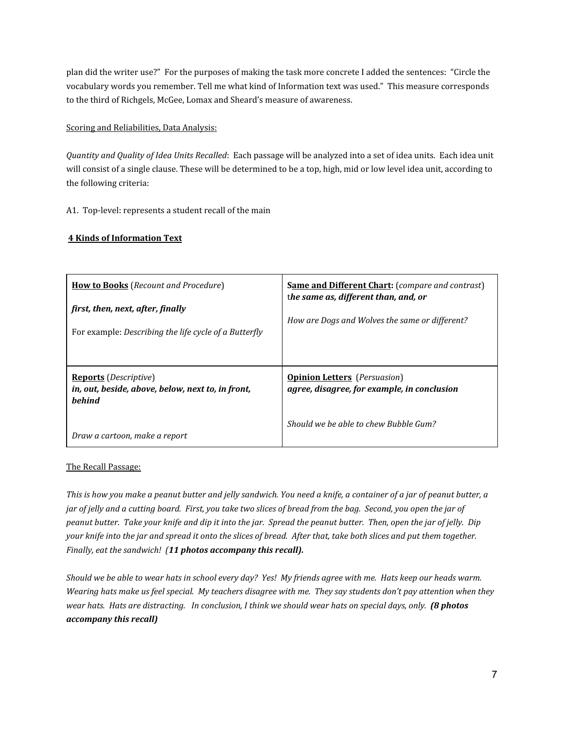plan did the writer use?" For the purposes of making the task more concrete I added the sentences: "Circle the vocabulary words you remember. Tell me what kind of Information text was used." This measure corresponds to the third of Richgels, McGee, Lomax and Sheard's measure of awareness.

<u>Scoring and Reliabilities, Data Analysis:</u>

*Quantity and Quality of Idea Units Recalled*: Each passage will be analyzed into a set of idea units. Each idea unit will consist of a single clause. These will be determined to be a top, high, mid or low level idea unit, according to the following criteria:

A1. Top-level: represents a student recall of the main

**<u>4 Kinds of Information Text</u>**

| | |
|---|---|
| **<u>How to Books</u>** (*Recount and Procedure*)<br><br>***first, then, next, after, finally***<br><br>For example: *Describing the life cycle of a Butterfly* | **<u>Same and Different Chart:</u>** (*compare and contrast*)<br>t***he same as, different than, and, or***<br><br>*How are Dogs and Wolves the same or different?* |
| **<u>Reports</u>** (*Descriptive*)<br>***in, out, beside, above, below, next to, in front, behind***<br><br>*Draw a cartoon, make a report* | **<u>Opinion Letters</u>** (*Persuasion*)<br>***agree, disagree, for example, in conclusion***<br><br>*Should we be able to chew Bubble Gum?* |

<u>The Recall Passage:</u>

*This is how you make a peanut butter and jelly sandwich. You need a knife, a container of a jar of peanut butter, a jar of jelly and a cutting board. First, you take two slices of bread from the bag. Second, you open the jar of peanut butter. Take your knife and dip it into the jar. Spread the peanut butter. Then, open the jar of jelly. Dip your knife into the jar and spread it onto the slices of bread. After that, take both slices and put them together. Finally, eat the sandwich!* ***(11 photos accompany this recall).***

*Should we be able to wear hats in school every day? Yes! My friends agree with me. Hats keep our heads warm. Wearing hats make us feel special. My teachers disagree with me. They say students don't pay attention when they wear hats. Hats are distracting. In conclusion, I think we should wear hats on special days, only.* ***(8 photos accompany this recall)***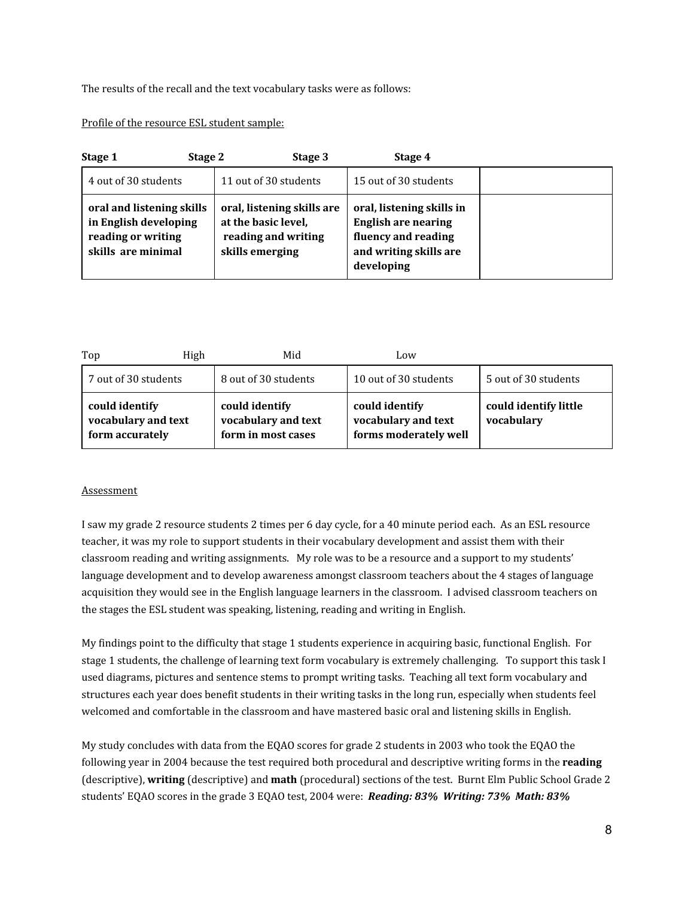The results of the recall and the text vocabulary tasks were as follows:

Profile of the resource ESL student sample:

| Stage 1 | Stage 2 | Stage 3 | Stage 4 |
|---|---|---|---|
| 4 out of 30 students | 11 out of 30 students | 15 out of 30 students | |
| **oral and listening skills in English developing reading or writing skills are minimal** | **oral, listening skills are at the basic level, reading and writing skills emerging** | **oral, listening skills in English are nearing fluency and reading and writing skills are developing** | |

| Top | High | Mid | Low |
|---|---|---|---|
| 7 out of 30 students | 8 out of 30 students | 10 out of 30 students | 5 out of 30 students |
| **could identify vocabulary and text form accurately** | **could identify vocabulary and text form in most cases** | **could identify vocabulary and text forms moderately well** | **could identify little vocabulary** |

Assessment

I saw my grade 2 resource students 2 times per 6 day cycle, for a 40 minute period each. As an ESL resource teacher, it was my role to support students in their vocabulary development and assist them with their classroom reading and writing assignments. My role was to be a resource and a support to my students' language development and to develop awareness amongst classroom teachers about the 4 stages of language acquisition they would see in the English language learners in the classroom. I advised classroom teachers on the stages the ESL student was speaking, listening, reading and writing in English.

My findings point to the difficulty that stage 1 students experience in acquiring basic, functional English. For stage 1 students, the challenge of learning text form vocabulary is extremely challenging. To support this task I used diagrams, pictures and sentence stems to prompt writing tasks. Teaching all text form vocabulary and structures each year does benefit students in their writing tasks in the long run, especially when students feel welcomed and comfortable in the classroom and have mastered basic oral and listening skills in English.

My study concludes with data from the EQAO scores for grade 2 students in 2003 who took the EQAO the following year in 2004 because the test required both procedural and descriptive writing forms in the **reading** (descriptive), **writing** (descriptive) and **math** (procedural) sections of the test. Burnt Elm Public School Grade 2 students' EQAO scores in the grade 3 EQAO test, 2004 were: ***Reading: 83% Writing: 73% Math: 83%***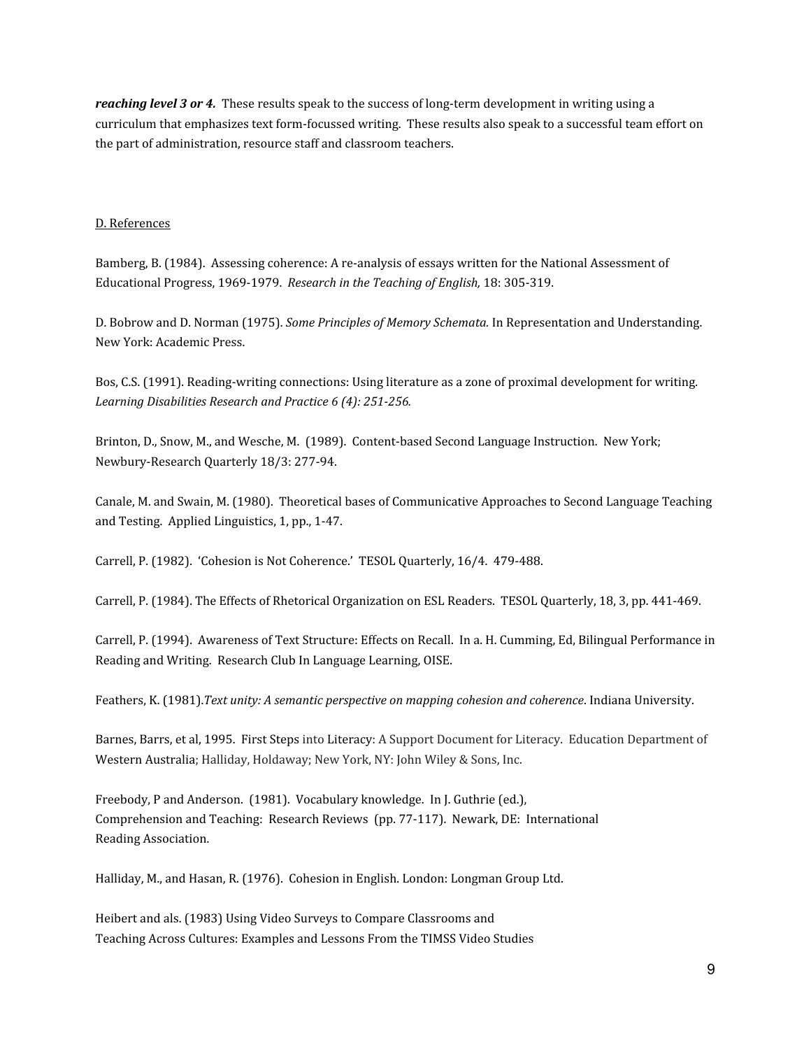***reaching level 3 or 4.*** These results speak to the success of long-term development in writing using a curriculum that emphasizes text form-focussed writing. These results also speak to a successful team effort on the part of administration, resource staff and classroom teachers.

D. References

Bamberg, B. (1984). Assessing coherence: A re-analysis of essays written for the National Assessment of Educational Progress, 1969-1979. *Research in the Teaching of English,* 18: 305-319.

D. Bobrow and D. Norman (1975). *Some Principles of Memory Schemata.* In Representation and Understanding. New York: Academic Press.

Bos, C.S. (1991). Reading-writing connections: Using literature as a zone of proximal development for writing. *Learning Disabilities Research and Practice 6 (4): 251-256.*

Brinton, D., Snow, M., and Wesche, M. (1989). Content-based Second Language Instruction. New York; Newbury-Research Quarterly 18/3: 277-94.

Canale, M. and Swain, M. (1980). Theoretical bases of Communicative Approaches to Second Language Teaching and Testing. Applied Linguistics, 1, pp., 1-47.

Carrell, P. (1982). 'Cohesion is Not Coherence.' TESOL Quarterly, 16/4. 479-488.

Carrell, P. (1984). The Effects of Rhetorical Organization on ESL Readers. TESOL Quarterly, 18, 3, pp. 441-469.

Carrell, P. (1994). Awareness of Text Structure: Effects on Recall. In a. H. Cumming, Ed, Bilingual Performance in Reading and Writing. Research Club In Language Learning, OISE.

Feathers, K. (1981).*Text unity: A semantic perspective on mapping cohesion and coherence*. Indiana University.

Barnes, Barrs, et al, 1995. First Steps into Literacy: A Support Document for Literacy. Education Department of Western Australia; Halliday, Holdaway; New York, NY: John Wiley & Sons, Inc.

Freebody, P and Anderson. (1981). Vocabulary knowledge. In J. Guthrie (ed.), Comprehension and Teaching: Research Reviews (pp. 77-117). Newark, DE: International Reading Association.

Halliday, M., and Hasan, R. (1976). Cohesion in English. London: Longman Group Ltd.

Heibert and als. (1983) Using Video Surveys to Compare Classrooms and Teaching Across Cultures: Examples and Lessons From the TIMSS Video Studies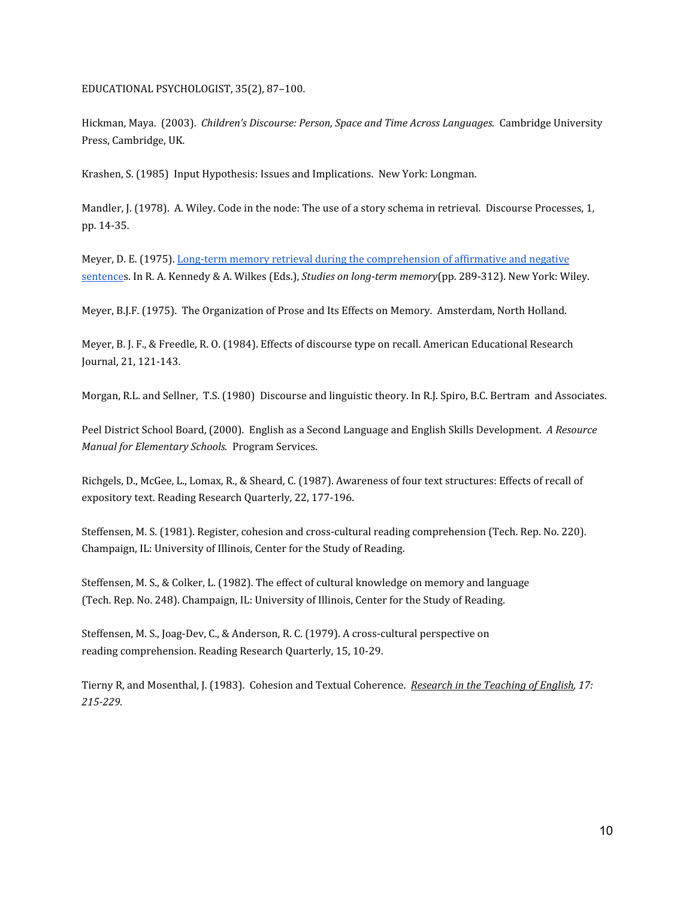EDUCATIONAL PSYCHOLOGIST, 35(2), 87–100.

Hickman, Maya. (2003). *Children's Discourse: Person, Space and Time Across Languages.* Cambridge University Press, Cambridge, UK.

Krashen, S. (1985) Input Hypothesis: Issues and Implications. New York: Longman.

Mandler, J. (1978). A. Wiley. Code in the node: The use of a story schema in retrieval. Discourse Processes, 1, pp. 14-35.

Meyer, D. E. (1975). Long-term memory retrieval during the comprehension of affirmative and negative sentences. In R. A. Kennedy & A. Wilkes (Eds.), *Studies on long-term memory*(pp. 289-312). New York: Wiley.

Meyer, B.J.F. (1975). The Organization of Prose and Its Effects on Memory. Amsterdam, North Holland.

Meyer, B. J. F., & Freedle, R. O. (1984). Effects of discourse type on recall. American Educational Research Journal, 21, 121-143.

Morgan, R.L. and Sellner, T.S. (1980) Discourse and linguistic theory. In R.J. Spiro, B.C. Bertram and Associates.

Peel District School Board, (2000). English as a Second Language and English Skills Development. *A Resource Manual for Elementary Schools.* Program Services.

Richgels, D., McGee, L., Lomax, R., & Sheard, C. (1987). Awareness of four text structures: Effects of recall of expository text. Reading Research Quarterly, 22, 177-196.

Steffensen, M. S. (1981). Register, cohesion and cross-cultural reading comprehension (Tech. Rep. No. 220). Champaign, IL: University of Illinois, Center for the Study of Reading.

Steffensen, M. S., & Colker, L. (1982). The effect of cultural knowledge on memory and language (Tech. Rep. No. 248). Champaign, IL: University of Illinois, Center for the Study of Reading.

Steffensen, M. S., Joag-Dev, C., & Anderson, R. C. (1979). A cross-cultural perspective on reading comprehension. Reading Research Quarterly, 15, 10-29.

Tierny R, and Mosenthal, J. (1983). Cohesion and Textual Coherence. *Research in the Teaching of English, 17: 215-229.*